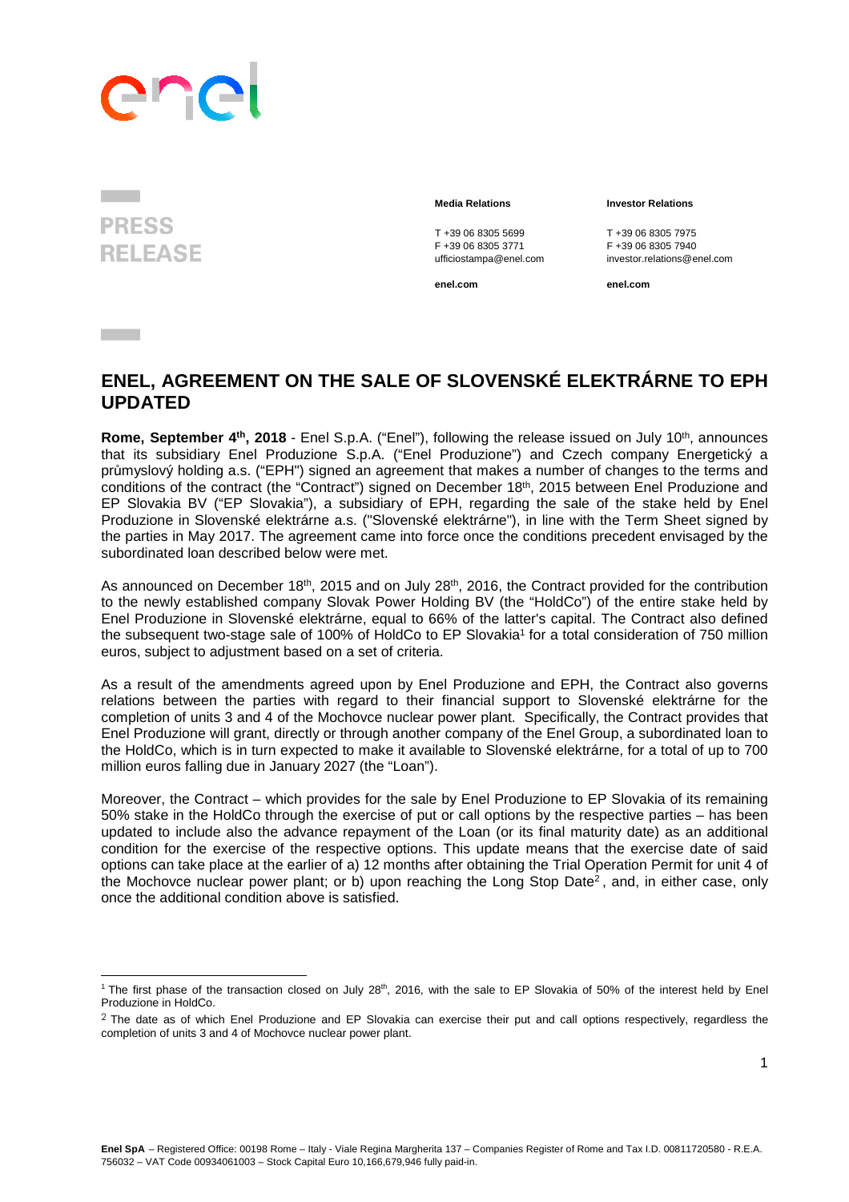PRESS RELEASE

**Media Relations**

T +39 06 8305 5699
F +39 06 8305 3771
ufficiostampa@enel.com

**enel.com**

**Investor Relations**

T +39 06 8305 7975
F +39 06 8305 7940
investor.relations@enel.com

**enel.com**

# ENEL, AGREEMENT ON THE SALE OF SLOVENSKÉ ELEKTRÁRNE TO EPH UPDATED

**Rome, September 4th, 2018** - Enel S.p.A. ("Enel"), following the release issued on July 10th, announces that its subsidiary Enel Produzione S.p.A. ("Enel Produzione") and Czech company Energetický a průmyslový holding a.s. ("EPH") signed an agreement that makes a number of changes to the terms and conditions of the contract (the "Contract") signed on December 18th, 2015 between Enel Produzione and EP Slovakia BV ("EP Slovakia"), a subsidiary of EPH, regarding the sale of the stake held by Enel Produzione in Slovenské elektrárne a.s. ("Slovenské elektrárne"), in line with the Term Sheet signed by the parties in May 2017. The agreement came into force once the conditions precedent envisaged by the subordinated loan described below were met.

As announced on December 18th, 2015 and on July 28th, 2016, the Contract provided for the contribution to the newly established company Slovak Power Holding BV (the "HoldCo") of the entire stake held by Enel Produzione in Slovenské elektrárne, equal to 66% of the latter's capital. The Contract also defined the subsequent two-stage sale of 100% of HoldCo to EP Slovakia[1] for a total consideration of 750 million euros, subject to adjustment based on a set of criteria.

As a result of the amendments agreed upon by Enel Produzione and EPH, the Contract also governs relations between the parties with regard to their financial support to Slovenské elektrárne for the completion of units 3 and 4 of the Mochovce nuclear power plant. Specifically, the Contract provides that Enel Produzione will grant, directly or through another company of the Enel Group, a subordinated loan to the HoldCo, which is in turn expected to make it available to Slovenské elektrárne, for a total of up to 700 million euros falling due in January 2027 (the "Loan").

Moreover, the Contract – which provides for the sale by Enel Produzione to EP Slovakia of its remaining 50% stake in the HoldCo through the exercise of put or call options by the respective parties – has been updated to include also the advance repayment of the Loan (or its final maturity date) as an additional condition for the exercise of the respective options. This update means that the exercise date of said options can take place at the earlier of a) 12 months after obtaining the Trial Operation Permit for unit 4 of the Mochovce nuclear power plant; or b) upon reaching the Long Stop Date[2], and, in either case, only once the additional condition above is satisfied.

[1] The first phase of the transaction closed on July 28th, 2016, with the sale to EP Slovakia of 50% of the interest held by Enel Produzione in HoldCo.

[2] The date as of which Enel Produzione and EP Slovakia can exercise their put and call options respectively, regardless the completion of units 3 and 4 of Mochovce nuclear power plant.

**Enel SpA** – Registered Office: 00198 Rome – Italy - Viale Regina Margherita 137 – Companies Register of Rome and Tax I.D. 00811720580 - R.E.A. 756032 – VAT Code 00934061003 – Stock Capital Euro 10,166,679,946 fully paid-in.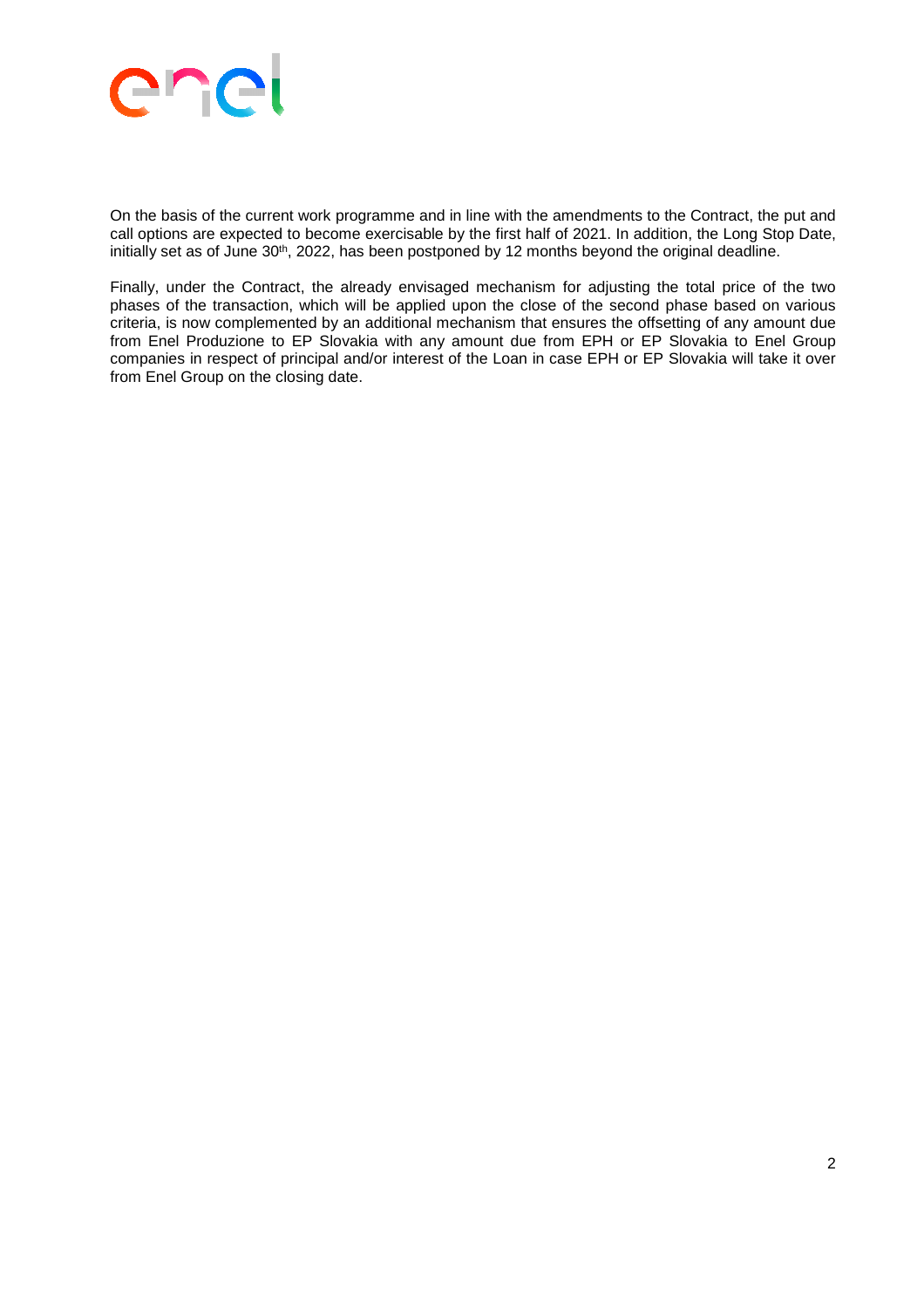On the basis of the current work programme and in line with the amendments to the Contract, the put and call options are expected to become exercisable by the first half of 2021. In addition, the Long Stop Date, initially set as of June 30th, 2022, has been postponed by 12 months beyond the original deadline.

Finally, under the Contract, the already envisaged mechanism for adjusting the total price of the two phases of the transaction, which will be applied upon the close of the second phase based on various criteria, is now complemented by an additional mechanism that ensures the offsetting of any amount due from Enel Produzione to EP Slovakia with any amount due from EPH or EP Slovakia to Enel Group companies in respect of principal and/or interest of the Loan in case EPH or EP Slovakia will take it over from Enel Group on the closing date.